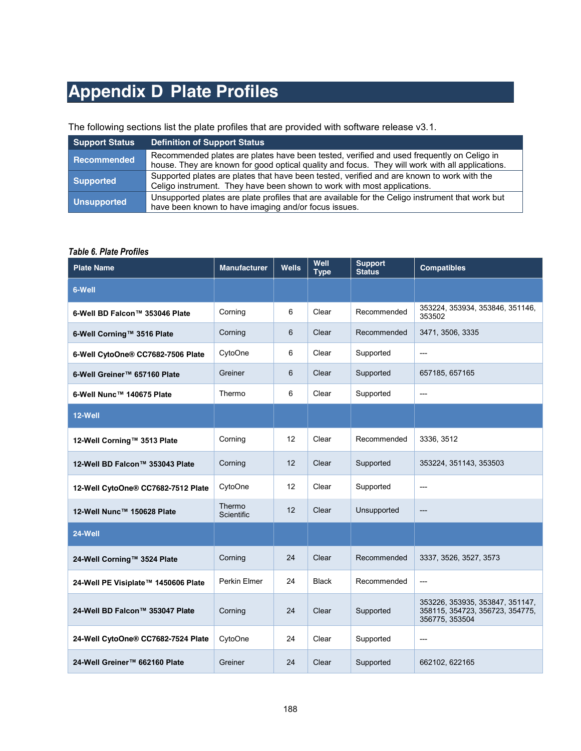# Appendix D Plate Profiles

The following sections list the plate profiles that are provided with software release v3.1.

| Support Status | Definition of Support Status |
|---|---|
| **Recommended** | Recommended plates are plates have been tested, verified and used frequently on Celigo in house. They are known for good optical quality and focus. They will work with all applications. |
| **Supported** | Supported plates are plates that have been tested, verified and are known to work with the Celigo instrument. They have been shown to work with most applications. |
| **Unsupported** | Unsupported plates are plate profiles that are available for the Celigo instrument that work but have been known to have imaging and/or focus issues. |

***Table 6. Plate Profiles***

| Plate Name | Manufacturer | Wells | Well Type | Support Status | Compatibles |
|---|---|---|---|---|---|
| **6-Well** | | | | | |
| **6-Well BD Falcon™ 353046 Plate** | Corning | 6 | Clear | Recommended | 353224, 353934, 353846, 351146, 353502 |
| **6-Well Corning™ 3516 Plate** | Corning | 6 | Clear | Recommended | 3471, 3506, 3335 |
| **6-Well CytoOne® CC7682-7506 Plate** | CytoOne | 6 | Clear | Supported | --- |
| **6-Well Greiner™ 657160 Plate** | Greiner | 6 | Clear | Supported | 657185, 657165 |
| **6-Well Nunc™ 140675 Plate** | Thermo | 6 | Clear | Supported | --- |
| **12-Well** | | | | | |
| **12-Well Corning™ 3513 Plate** | Corning | 12 | Clear | Recommended | 3336, 3512 |
| **12-Well BD Falcon™ 353043 Plate** | Corning | 12 | Clear | Supported | 353224, 351143, 353503 |
| **12-Well CytoOne® CC7682-7512 Plate** | CytoOne | 12 | Clear | Supported | --- |
| **12-Well Nunc™ 150628 Plate** | Thermo Scientific | 12 | Clear | Unsupported | --- |
| **24-Well** | | | | | |
| **24-Well Corning™ 3524 Plate** | Corning | 24 | Clear | Recommended | 3337, 3526, 3527, 3573 |
| **24-Well PE Visiplate™ 1450606 Plate** | Perkin Elmer | 24 | Black | Recommended | --- |
| **24-Well BD Falcon™ 353047 Plate** | Corning | 24 | Clear | Supported | 353226, 353935, 353847, 351147, 358115, 354723, 356723, 354775, 356775, 353504 |
| **24-Well CytoOne® CC7682-7524 Plate** | CytoOne | 24 | Clear | Supported | --- |
| **24-Well Greiner™ 662160 Plate** | Greiner | 24 | Clear | Supported | 662102, 622165 |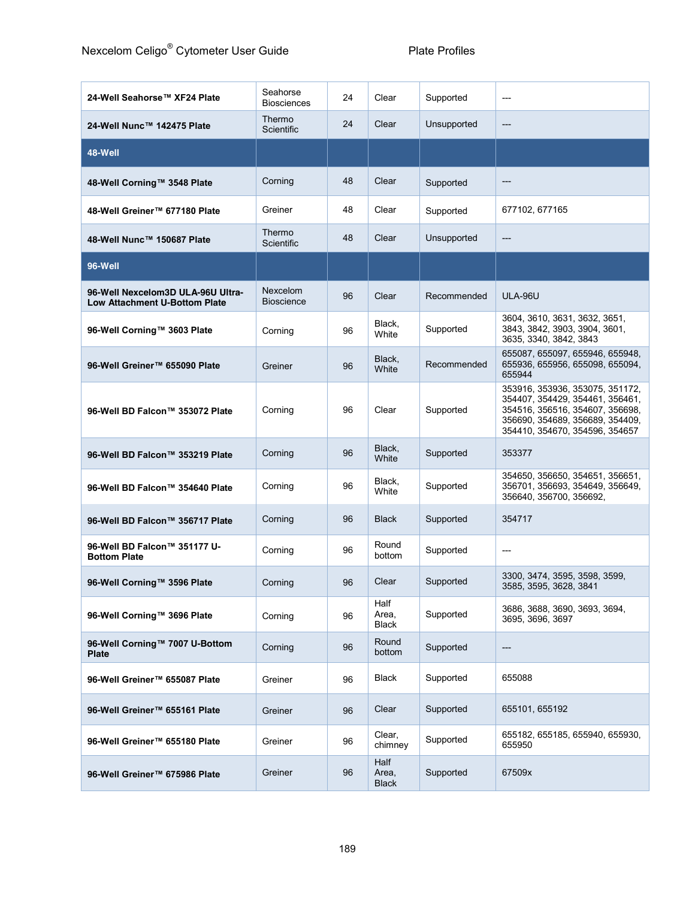| | | | | | |
|---|---|---|---|---|---|
| **24-Well Seahorse™ XF24 Plate** | Seahorse Biosciences | 24 | Clear | Supported | --- |
| **24-Well Nunc™ 142475 Plate** | Thermo Scientific | 24 | Clear | Unsupported | --- |
| **48-Well** | | | | | |
| **48-Well Corning™ 3548 Plate** | Corning | 48 | Clear | Supported | --- |
| **48-Well Greiner™ 677180 Plate** | Greiner | 48 | Clear | Supported | 677102, 677165 |
| **48-Well Nunc™ 150687 Plate** | Thermo Scientific | 48 | Clear | Unsupported | --- |
| **96-Well** | | | | | |
| **96-Well Nexcelom3D ULA-96U Ultra-Low Attachment U-Bottom Plate** | Nexcelom Bioscience | 96 | Clear | Recommended | ULA-96U |
| **96-Well Corning™ 3603 Plate** | Corning | 96 | Black, White | Supported | 3604, 3610, 3631, 3632, 3651, 3843, 3842, 3903, 3904, 3601, 3635, 3340, 3842, 3843 |
| **96-Well Greiner™ 655090 Plate** | Greiner | 96 | Black, White | Recommended | 655087, 655097, 655946, 655948, 655936, 655956, 655098, 655094, 655944 |
| **96-Well BD Falcon™ 353072 Plate** | Corning | 96 | Clear | Supported | 353916, 353936, 353075, 351172, 354407, 354429, 354461, 356461, 354516, 356516, 354607, 356698, 356690, 354689, 356689, 354409, 354410, 354670, 354596, 354657 |
| **96-Well BD Falcon™ 353219 Plate** | Corning | 96 | Black, White | Supported | 353377 |
| **96-Well BD Falcon™ 354640 Plate** | Corning | 96 | Black, White | Supported | 354650, 356650, 354651, 356651, 356701, 356693, 354649, 356649, 356640, 356700, 356692, |
| **96-Well BD Falcon™ 356717 Plate** | Corning | 96 | Black | Supported | 354717 |
| **96-Well BD Falcon™ 351177 U-Bottom Plate** | Corning | 96 | Round bottom | Supported | --- |
| **96-Well Corning™ 3596 Plate** | Corning | 96 | Clear | Supported | 3300, 3474, 3595, 3598, 3599, 3585, 3595, 3628, 3841 |
| **96-Well Corning™ 3696 Plate** | Corning | 96 | Half Area, Black | Supported | 3686, 3688, 3690, 3693, 3694, 3695, 3696, 3697 |
| **96-Well Corning™ 7007 U-Bottom Plate** | Corning | 96 | Round bottom | Supported | --- |
| **96-Well Greiner™ 655087 Plate** | Greiner | 96 | Black | Supported | 655088 |
| **96-Well Greiner™ 655161 Plate** | Greiner | 96 | Clear | Supported | 655101, 655192 |
| **96-Well Greiner™ 655180 Plate** | Greiner | 96 | Clear, chimney | Supported | 655182, 655185, 655940, 655930, 655950 |
| **96-Well Greiner™ 675986 Plate** | Greiner | 96 | Half Area, Black | Supported | 67509x |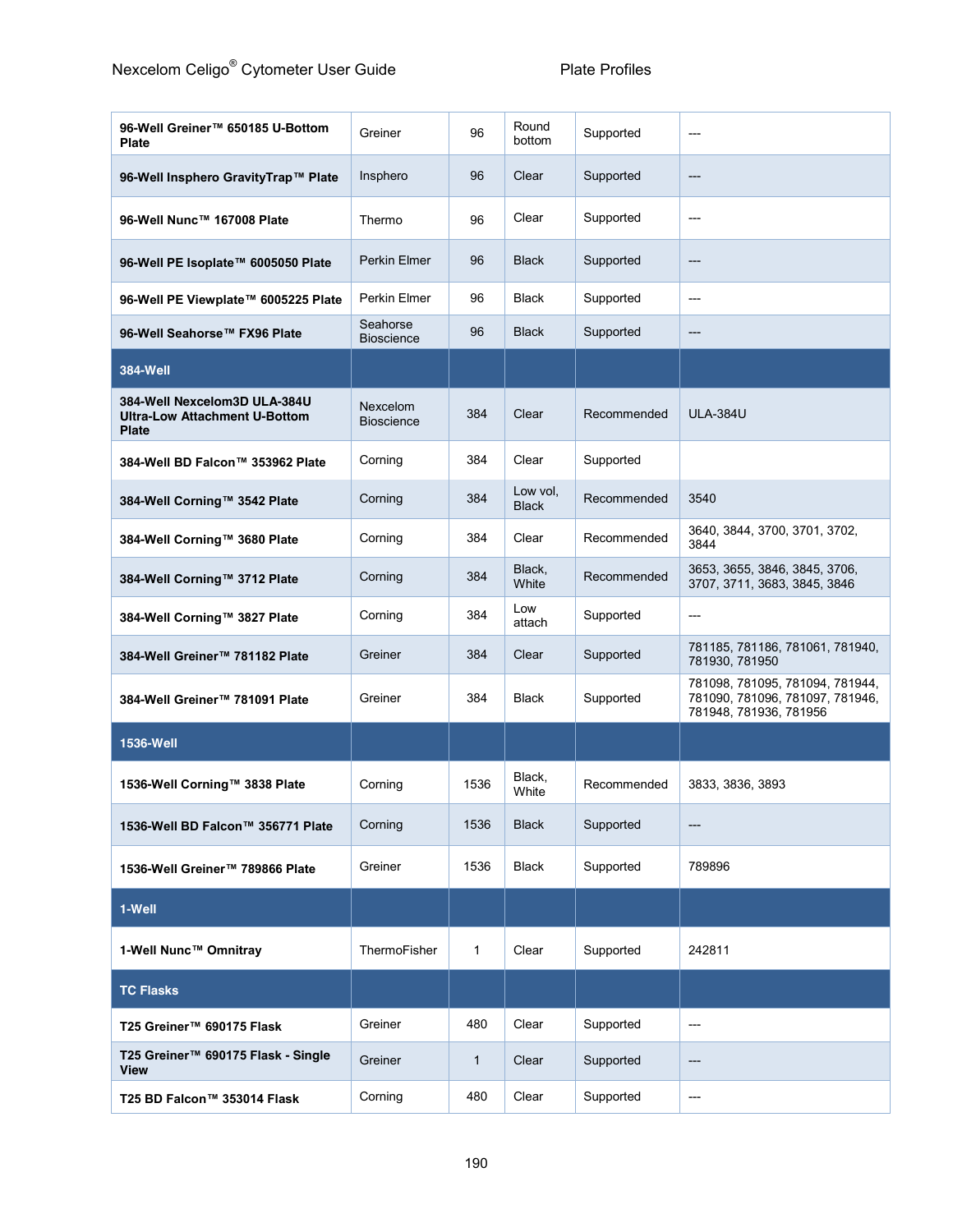| | | | | | |
|---|---|---|---|---|---|
| **96-Well Greiner™ 650185 U-Bottom Plate** | Greiner | 96 | Round bottom | Supported | --- |
| **96-Well Insphero GravityTrap™ Plate** | Insphero | 96 | Clear | Supported | --- |
| **96-Well Nunc™ 167008 Plate** | Thermo | 96 | Clear | Supported | --- |
| **96-Well PE Isoplate™ 6005050 Plate** | Perkin Elmer | 96 | Black | Supported | --- |
| **96-Well PE Viewplate™ 6005225 Plate** | Perkin Elmer | 96 | Black | Supported | --- |
| **96-Well Seahorse™ FX96 Plate** | Seahorse Bioscience | 96 | Black | Supported | --- |
| **384-Well** | | | | | |
| **384-Well Nexcelom3D ULA-384U Ultra-Low Attachment U-Bottom Plate** | Nexcelom Bioscience | 384 | Clear | Recommended | ULA-384U |
| **384-Well BD Falcon™ 353962 Plate** | Corning | 384 | Clear | Supported | |
| **384-Well Corning™ 3542 Plate** | Corning | 384 | Low vol, Black | Recommended | 3540 |
| **384-Well Corning™ 3680 Plate** | Corning | 384 | Clear | Recommended | 3640, 3844, 3700, 3701, 3702, 3844 |
| **384-Well Corning™ 3712 Plate** | Corning | 384 | Black, White | Recommended | 3653, 3655, 3846, 3845, 3706, 3707, 3711, 3683, 3845, 3846 |
| **384-Well Corning™ 3827 Plate** | Corning | 384 | Low attach | Supported | --- |
| **384-Well Greiner™ 781182 Plate** | Greiner | 384 | Clear | Supported | 781185, 781186, 781061, 781940, 781930, 781950 |
| **384-Well Greiner™ 781091 Plate** | Greiner | 384 | Black | Supported | 781098, 781095, 781094, 781944, 781090, 781096, 781097, 781946, 781948, 781936, 781956 |
| **1536-Well** | | | | | |
| **1536-Well Corning™ 3838 Plate** | Corning | 1536 | Black, White | Recommended | 3833, 3836, 3893 |
| **1536-Well BD Falcon™ 356771 Plate** | Corning | 1536 | Black | Supported | --- |
| **1536-Well Greiner™ 789866 Plate** | Greiner | 1536 | Black | Supported | 789896 |
| **1-Well** | | | | | |
| **1-Well Nunc™ Omnitray** | ThermoFisher | 1 | Clear | Supported | 242811 |
| **TC Flasks** | | | | | |
| **T25 Greiner™ 690175 Flask** | Greiner | 480 | Clear | Supported | --- |
| **T25 Greiner™ 690175 Flask - Single View** | Greiner | 1 | Clear | Supported | --- |
| **T25 BD Falcon™ 353014 Flask** | Corning | 480 | Clear | Supported | --- |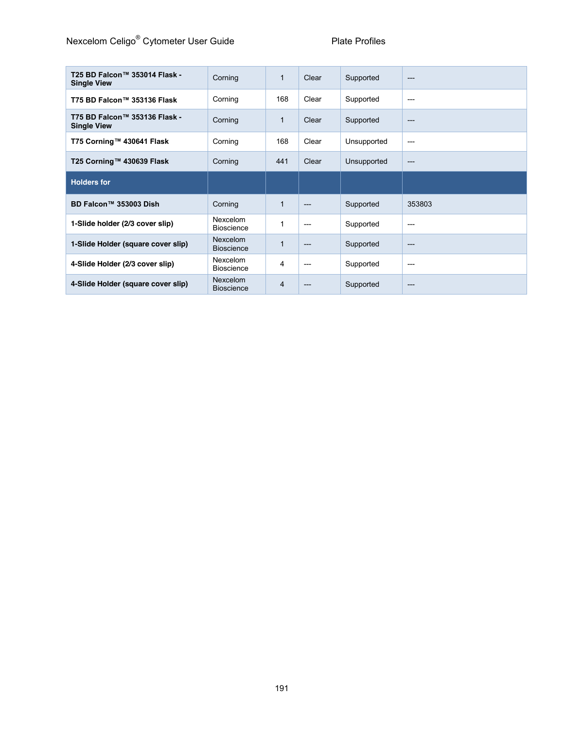| | | | | | |
|---|---|---|---|---|---|
| **T25 BD Falcon™ 353014 Flask - Single View** | Corning | 1 | Clear | Supported | --- |
| **T75 BD Falcon™ 353136 Flask** | Corning | 168 | Clear | Supported | --- |
| **T75 BD Falcon™ 353136 Flask - Single View** | Corning | 1 | Clear | Supported | --- |
| **T75 Corning™ 430641 Flask** | Corning | 168 | Clear | Unsupported | --- |
| **T25 Corning™ 430639 Flask** | Corning | 441 | Clear | Unsupported | --- |
| **Holders for** | | | | | |
| **BD Falcon™ 353003 Dish** | Corning | 1 | --- | Supported | 353803 |
| **1-Slide holder (2/3 cover slip)** | Nexcelom Bioscience | 1 | --- | Supported | --- |
| **1-Slide Holder (square cover slip)** | Nexcelom Bioscience | 1 | --- | Supported | --- |
| **4-Slide Holder (2/3 cover slip)** | Nexcelom Bioscience | 4 | --- | Supported | --- |
| **4-Slide Holder (square cover slip)** | Nexcelom Bioscience | 4 | --- | Supported | --- |